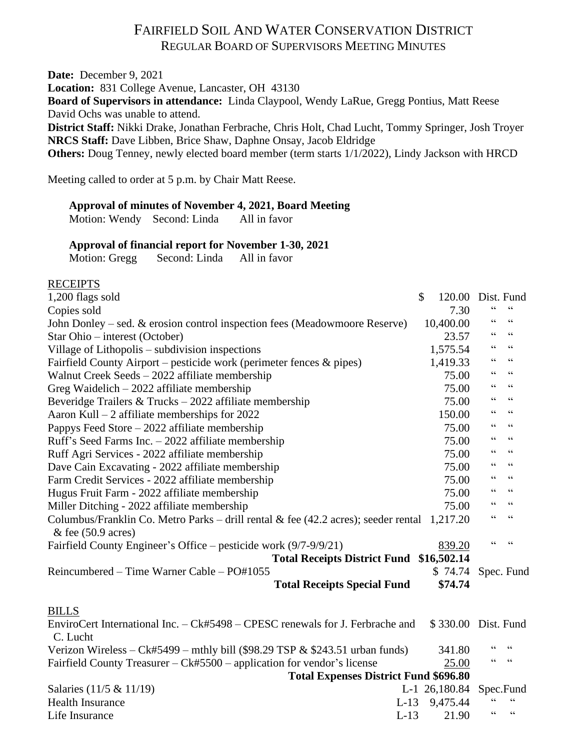# FAIRFIELD SOIL AND WATER CONSERVATION DISTRICT

## REGULAR BOARD OF SUPERVISORS MEETING MINUTES

**Date:** December 9, 2021
**Location:** 831 College Avenue, Lancaster, OH 43130
**Board of Supervisors in attendance:** Linda Claypool, Wendy LaRue, Gregg Pontius, Matt Reese
David Ochs was unable to attend.
**District Staff:** Nikki Drake, Jonathan Ferbrache, Chris Holt, Chad Lucht, Tommy Springer, Josh Troyer
**NRCS Staff:** Dave Libben, Brice Shaw, Daphne Onsay, Jacob Eldridge
**Others:** Doug Tenney, newly elected board member (term starts 1/1/2022), Lindy Jackson with HRCD

Meeting called to order at 5 p.m. by Chair Matt Reese.

**Approval of minutes of November 4, 2021, Board Meeting**
Motion: Wendy Second: Linda All in favor

**Approval of financial report for November 1-30, 2021**
Motion: Gregg Second: Linda All in favor

RECEIPTS

| Item | | Amount | Fund |
|---|---|---|---|
| 1,200 flags sold | | $ 120.00 | Dist. Fund |
| Copies sold | | 7.30 | " " |
| John Donley – sed. & erosion control inspection fees (Meadowmoore Reserve) | | 10,400.00 | " " |
| Star Ohio – interest (October) | | 23.57 | " " |
| Village of Lithopolis – subdivision inspections | | 1,575.54 | " " |
| Fairfield County Airport – pesticide work (perimeter fences & pipes) | | 1,419.33 | " " |
| Walnut Creek Seeds – 2022 affiliate membership | | 75.00 | " " |
| Greg Waidelich – 2022 affiliate membership | | 75.00 | " " |
| Beveridge Trailers & Trucks – 2022 affiliate membership | | 75.00 | " " |
| Aaron Kull – 2 affiliate memberships for 2022 | | 150.00 | " " |
| Pappys Feed Store – 2022 affiliate membership | | 75.00 | " " |
| Ruff's Seed Farms Inc. – 2022 affiliate membership | | 75.00 | " " |
| Ruff Agri Services - 2022 affiliate membership | | 75.00 | " " |
| Dave Cain Excavating - 2022 affiliate membership | | 75.00 | " " |
| Farm Credit Services - 2022 affiliate membership | | 75.00 | " " |
| Hugus Fruit Farm - 2022 affiliate membership | | 75.00 | " " |
| Miller Ditching - 2022 affiliate membership | | 75.00 | " " |
| Columbus/Franklin Co. Metro Parks – drill rental & fee (42.2 acres); seeder rental & fee (50.9 acres) | | 1,217.20 | " " |
| Fairfield County Engineer's Office – pesticide work (9/7-9/9/21) | | 839.20 | " " |
| **Total Receipts District Fund** | | **$16,502.14** | |
| Reincumbered – Time Warner Cable – PO#1055 | | $ 74.74 | Spec. Fund |
| **Total Receipts Special Fund** | | **$74.74** | |

BILLS

| Item | | Amount | Fund |
|---|---|---|---|
| EnviroCert International Inc. – Ck#5498 – CPESC renewals for J. Ferbrache and C. Lucht | | $ 330.00 | Dist. Fund |
| Verizon Wireless – Ck#5499 – mthly bill ($98.29 TSP & $243.51 urban funds) | | 341.80 | " " |
| Fairfield County Treasurer – Ck#5500 – application for vendor's license | | 25.00 | " " |
| **Total Expenses District Fund $696.80** | | | |
| Salaries (11/5 & 11/19) | L-1 | 26,180.84 | Spec.Fund |
| Health Insurance | L-13 | 9,475.44 | " " |
| Life Insurance | L-13 | 21.90 | " " |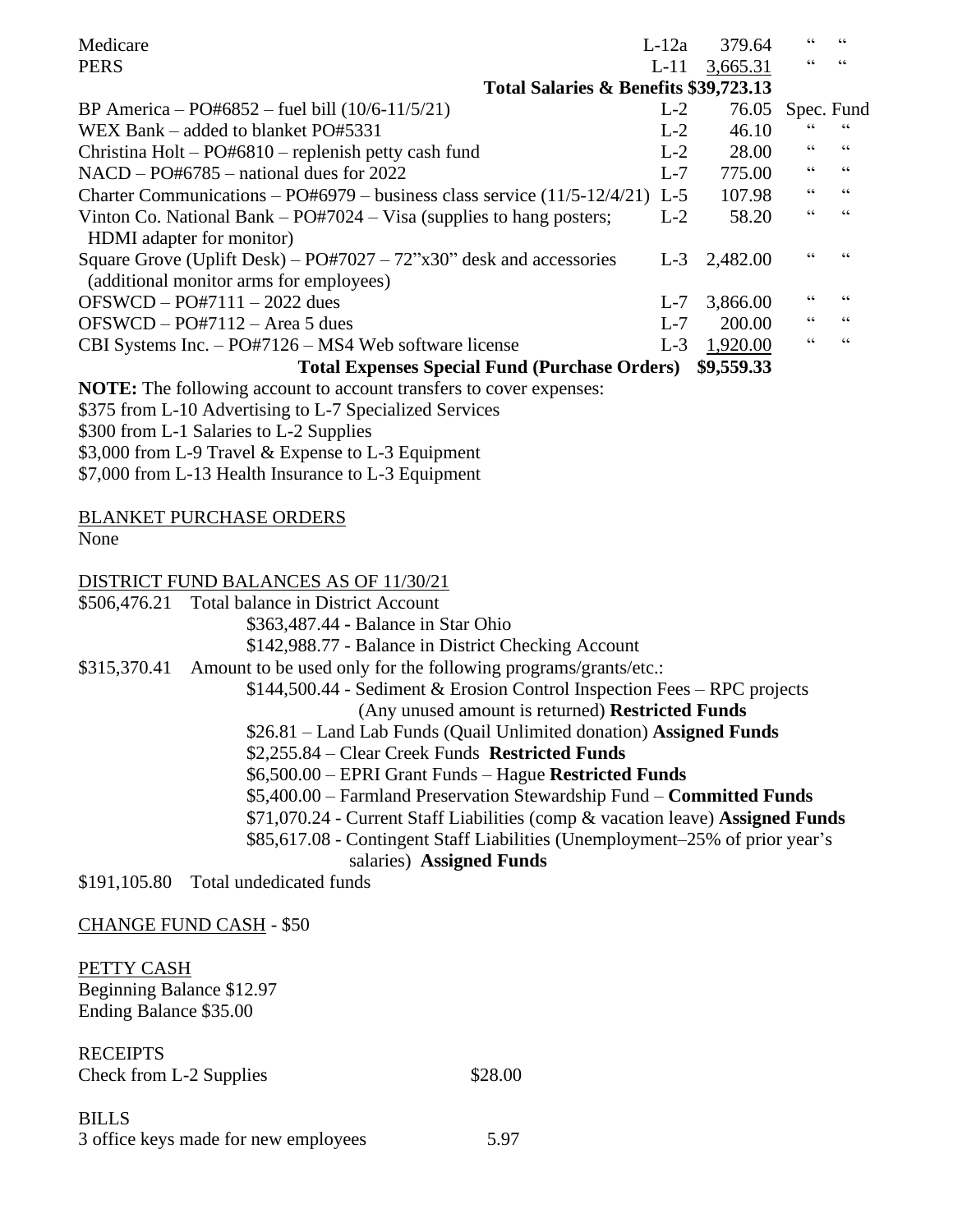| | | | |
|---|---|---|---|
| Medicare | L-12a | 379.64 | " " |
| PERS | L-11 | 3,665.31 | " " |
| **Total Salaries & Benefits** | | **$39,723.13** | |
| BP America – PO#6852 – fuel bill (10/6-11/5/21) | L-2 | 76.05 | Spec. Fund |
| WEX Bank – added to blanket PO#5331 | L-2 | 46.10 | " " |
| Christina Holt – PO#6810 – replenish petty cash fund | L-2 | 28.00 | " " |
| NACD – PO#6785 – national dues for 2022 | L-7 | 775.00 | " " |
| Charter Communications – PO#6979 – business class service (11/5-12/4/21) | L-5 | 107.98 | " " |
| Vinton Co. National Bank – PO#7024 – Visa (supplies to hang posters; HDMI adapter for monitor) | L-2 | 58.20 | " " |
| Square Grove (Uplift Desk) – PO#7027 – 72"x30" desk and accessories (additional monitor arms for employees) | L-3 | 2,482.00 | " " |
| OFSWCD – PO#7111 – 2022 dues | L-7 | 3,866.00 | " " |
| OFSWCD – PO#7112 – Area 5 dues | L-7 | 200.00 | " " |
| CBI Systems Inc. – PO#7126 – MS4 Web software license | L-3 | 1,920.00 | " " |
| **Total Expenses Special Fund (Purchase Orders)** | | **$9,559.33** | |

**NOTE:** The following account to account transfers to cover expenses:
$375 from L-10 Advertising to L-7 Specialized Services
$300 from L-1 Salaries to L-2 Supplies
$3,000 from L-9 Travel & Expense to L-3 Equipment
$7,000 from L-13 Health Insurance to L-3 Equipment

BLANKET PURCHASE ORDERS
None

DISTRICT FUND BALANCES AS OF 11/30/21

$506,476.21 Total balance in District Account
- $363,487.44 - Balance in Star Ohio
- $142,988.77 - Balance in District Checking Account

$315,370.41 Amount to be used only for the following programs/grants/etc.:
- $144,500.44 - Sediment & Erosion Control Inspection Fees – RPC projects (Any unused amount is returned) **Restricted Funds**
- $26.81 – Land Lab Funds (Quail Unlimited donation) **Assigned Funds**
- $2,255.84 – Clear Creek Funds **Restricted Funds**
- $6,500.00 – EPRI Grant Funds – Hague **Restricted Funds**
- $5,400.00 – Farmland Preservation Stewardship Fund – **Committed Funds**
- $71,070.24 - Current Staff Liabilities (comp & vacation leave) **Assigned Funds**
- $85,617.08 - Contingent Staff Liabilities (Unemployment–25% of prior year's salaries) **Assigned Funds**

$191,105.80 Total undedicated funds

CHANGE FUND CASH - $50

PETTY CASH
Beginning Balance $12.97
Ending Balance $35.00

RECEIPTS

| | |
|---|---|
| Check from L-2 Supplies | $28.00 |

BILLS

| | |
|---|---|
| 3 office keys made for new employees | 5.97 |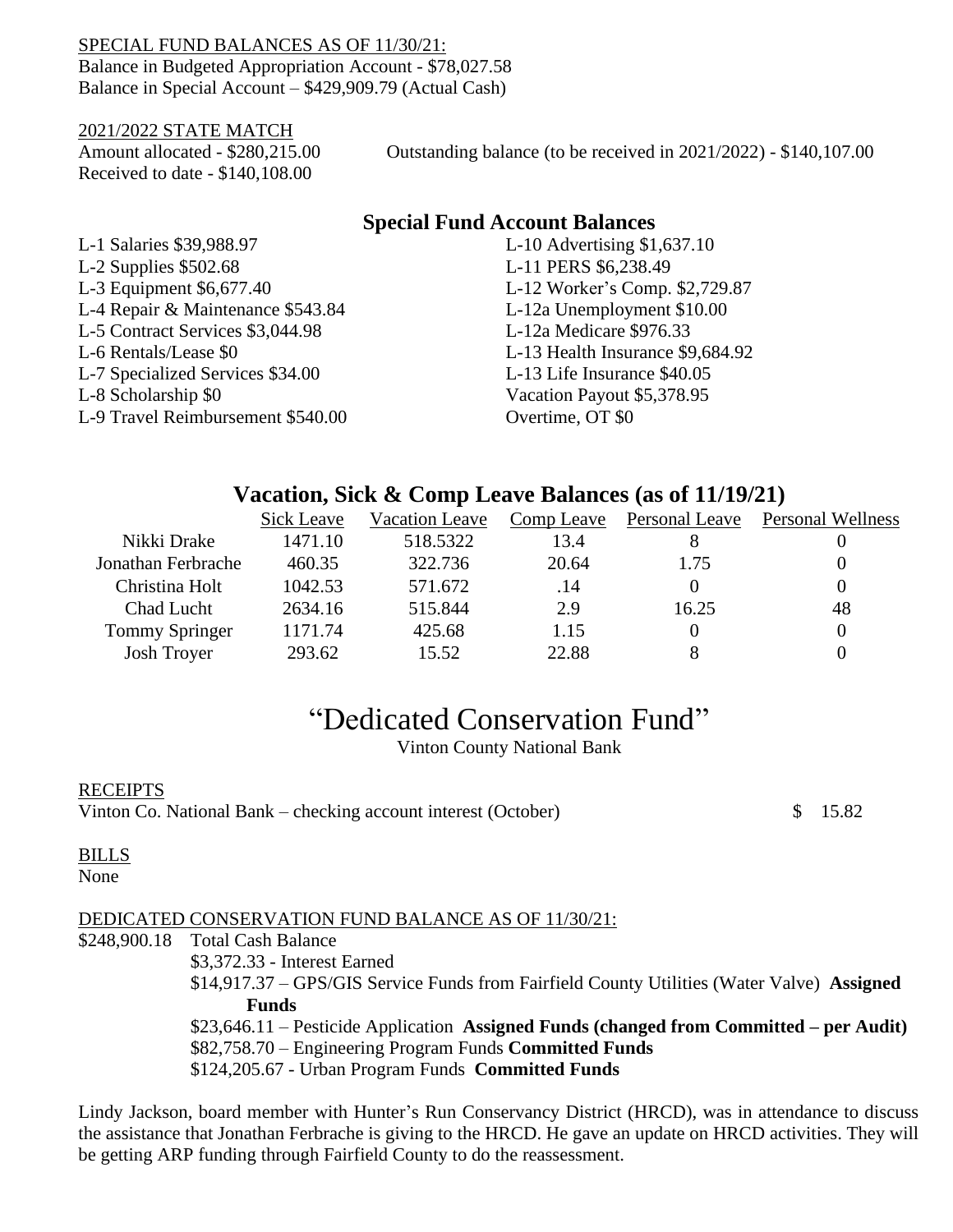SPECIAL FUND BALANCES AS OF 11/30/21:
Balance in Budgeted Appropriation Account - $78,027.58
Balance in Special Account – $429,909.79 (Actual Cash)

2021/2022 STATE MATCH
Amount allocated - $280,215.00
Received to date - $140,108.00
Outstanding balance (to be received in 2021/2022) - $140,107.00

## Special Fund Account Balances

L-1 Salaries $39,988.97
L-2 Supplies $502.68
L-3 Equipment $6,677.40
L-4 Repair & Maintenance $543.84
L-5 Contract Services $3,044.98
L-6 Rentals/Lease $0
L-7 Specialized Services $34.00
L-8 Scholarship $0
L-9 Travel Reimbursement $540.00
L-10 Advertising $1,637.10
L-11 PERS $6,238.49
L-12 Worker's Comp. $2,729.87
L-12a Unemployment $10.00
L-12a Medicare $976.33
L-13 Health Insurance $9,684.92
L-13 Life Insurance $40.05
Vacation Payout $5,378.95
Overtime, OT $0

## Vacation, Sick & Comp Leave Balances (as of 11/19/21)

| | Sick Leave | Vacation Leave | Comp Leave | Personal Leave | Personal Wellness |
|---|---|---|---|---|---|
| Nikki Drake | 1471.10 | 518.5322 | 13.4 | 8 | 0 |
| Jonathan Ferbrache | 460.35 | 322.736 | 20.64 | 1.75 | 0 |
| Christina Holt | 1042.53 | 571.672 | .14 | 0 | 0 |
| Chad Lucht | 2634.16 | 515.844 | 2.9 | 16.25 | 48 |
| Tommy Springer | 1171.74 | 425.68 | 1.15 | 0 | 0 |
| Josh Troyer | 293.62 | 15.52 | 22.88 | 8 | 0 |

# "Dedicated Conservation Fund"

Vinton County National Bank

RECEIPTS
Vinton Co. National Bank – checking account interest (October) $ 15.82

BILLS
None

DEDICATED CONSERVATION FUND BALANCE AS OF 11/30/21:
$248,900.18 Total Cash Balance
- $3,372.33 - Interest Earned
- $14,917.37 – GPS/GIS Service Funds from Fairfield County Utilities (Water Valve) **Assigned Funds**
- $23,646.11 – Pesticide Application **Assigned Funds (changed from Committed – per Audit)**
- $82,758.70 – Engineering Program Funds **Committed Funds**
- $124,205.67 - Urban Program Funds **Committed Funds**

Lindy Jackson, board member with Hunter's Run Conservancy District (HRCD), was in attendance to discuss the assistance that Jonathan Ferbrache is giving to the HRCD. He gave an update on HRCD activities. They will be getting ARP funding through Fairfield County to do the reassessment.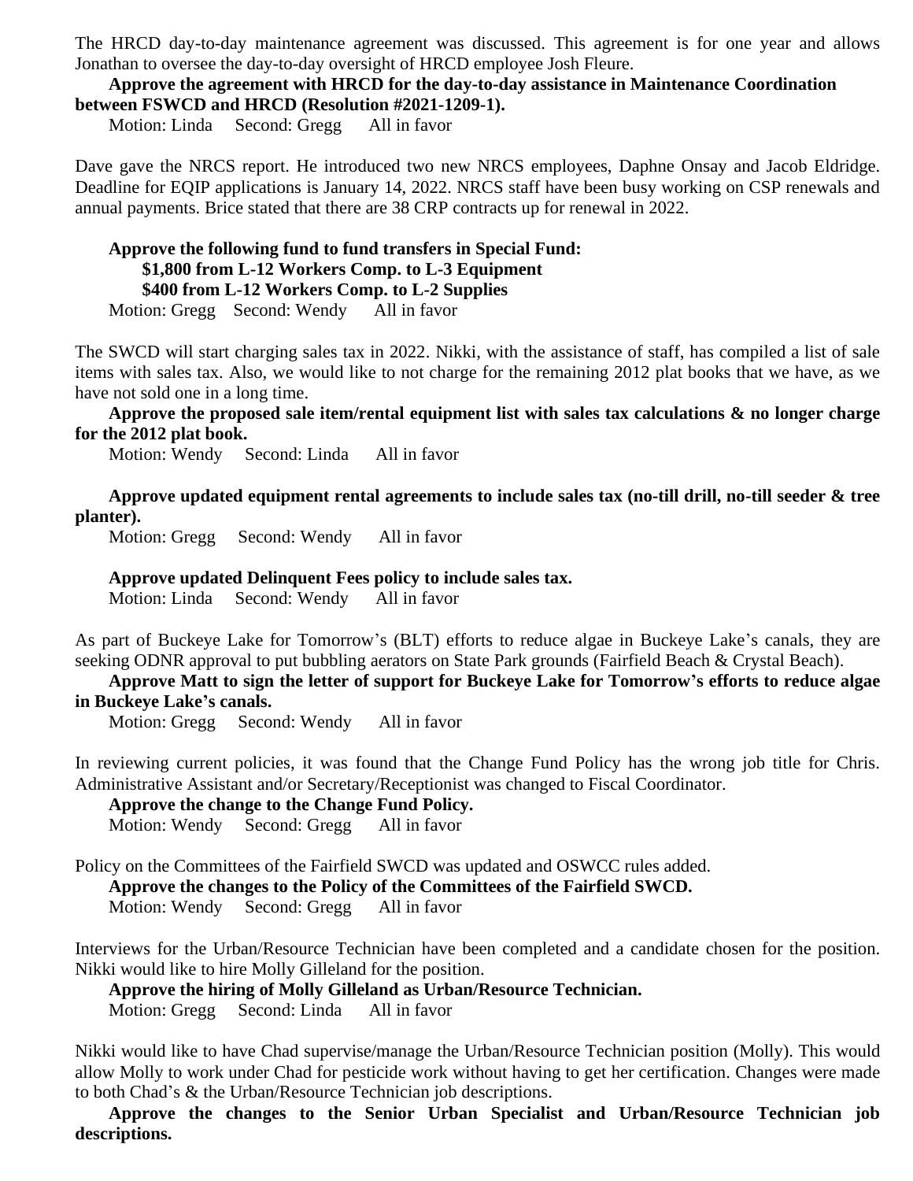The HRCD day-to-day maintenance agreement was discussed. This agreement is for one year and allows Jonathan to oversee the day-to-day oversight of HRCD employee Josh Fleure.

**Approve the agreement with HRCD for the day-to-day assistance in Maintenance Coordination between FSWCD and HRCD (Resolution #2021-1209-1).**

Motion: Linda  Second: Gregg  All in favor

Dave gave the NRCS report. He introduced two new NRCS employees, Daphne Onsay and Jacob Eldridge. Deadline for EQIP applications is January 14, 2022. NRCS staff have been busy working on CSP renewals and annual payments. Brice stated that there are 38 CRP contracts up for renewal in 2022.

**Approve the following fund to fund transfers in Special Fund:**
**$1,800 from L-12 Workers Comp. to L-3 Equipment**
**$400 from L-12 Workers Comp. to L-2 Supplies**

Motion: Gregg  Second: Wendy  All in favor

The SWCD will start charging sales tax in 2022. Nikki, with the assistance of staff, has compiled a list of sale items with sales tax. Also, we would like to not charge for the remaining 2012 plat books that we have, as we have not sold one in a long time.

**Approve the proposed sale item/rental equipment list with sales tax calculations & no longer charge for the 2012 plat book.**

Motion: Wendy  Second: Linda  All in favor

**Approve updated equipment rental agreements to include sales tax (no-till drill, no-till seeder & tree planter).**

Motion: Gregg  Second: Wendy  All in favor

**Approve updated Delinquent Fees policy to include sales tax.**

Motion: Linda  Second: Wendy  All in favor

As part of Buckeye Lake for Tomorrow's (BLT) efforts to reduce algae in Buckeye Lake's canals, they are seeking ODNR approval to put bubbling aerators on State Park grounds (Fairfield Beach & Crystal Beach).

**Approve Matt to sign the letter of support for Buckeye Lake for Tomorrow's efforts to reduce algae in Buckeye Lake's canals.**

Motion: Gregg  Second: Wendy  All in favor

In reviewing current policies, it was found that the Change Fund Policy has the wrong job title for Chris. Administrative Assistant and/or Secretary/Receptionist was changed to Fiscal Coordinator.

**Approve the change to the Change Fund Policy.**

Motion: Wendy  Second: Gregg  All in favor

Policy on the Committees of the Fairfield SWCD was updated and OSWCC rules added.

**Approve the changes to the Policy of the Committees of the Fairfield SWCD.**

Motion: Wendy  Second: Gregg  All in favor

Interviews for the Urban/Resource Technician have been completed and a candidate chosen for the position. Nikki would like to hire Molly Gilleland for the position.

**Approve the hiring of Molly Gilleland as Urban/Resource Technician.**

Motion: Gregg  Second: Linda  All in favor

Nikki would like to have Chad supervise/manage the Urban/Resource Technician position (Molly). This would allow Molly to work under Chad for pesticide work without having to get her certification. Changes were made to both Chad's & the Urban/Resource Technician job descriptions.

**Approve the changes to the Senior Urban Specialist and Urban/Resource Technician job descriptions.**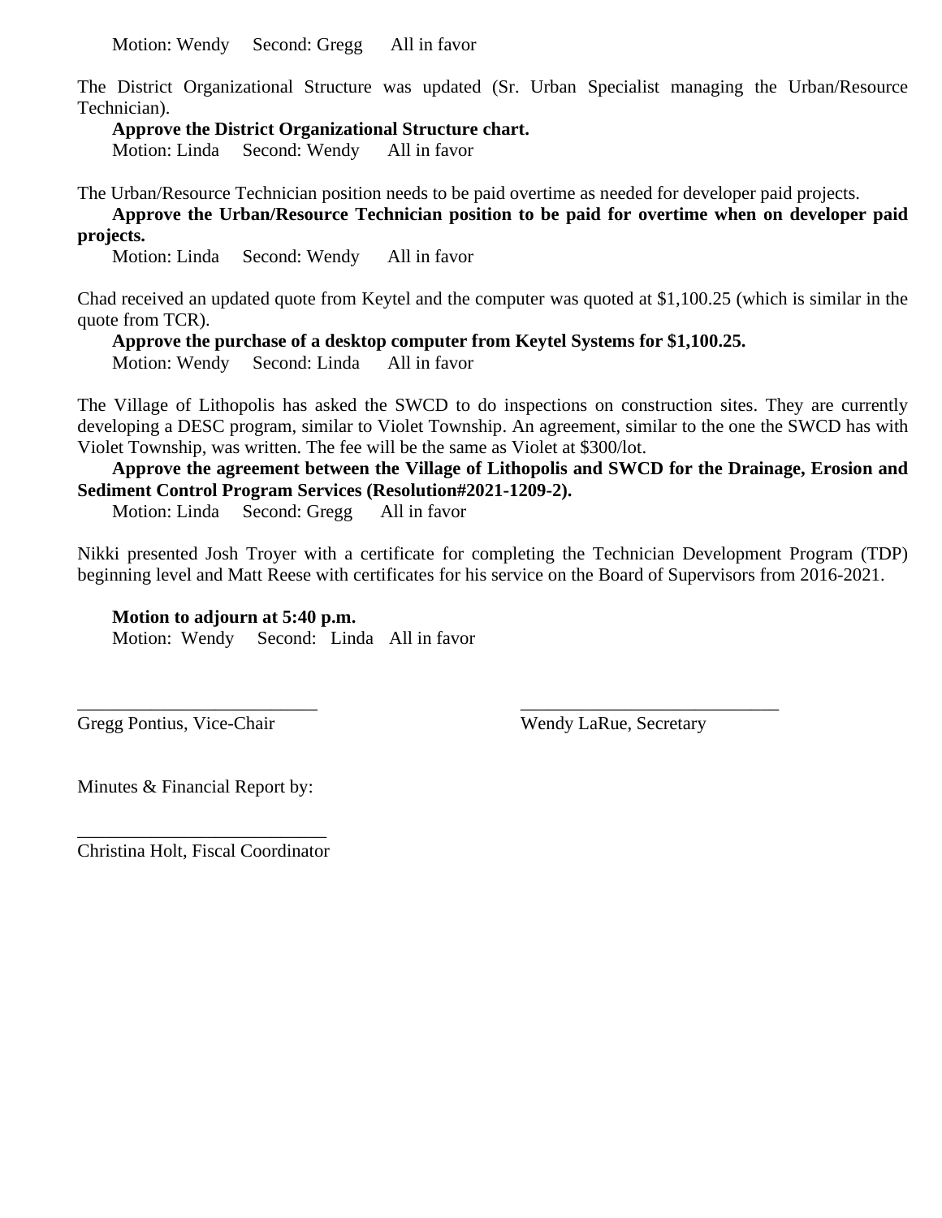Motion: Wendy Second: Gregg All in favor

The District Organizational Structure was updated (Sr. Urban Specialist managing the Urban/Resource Technician).

**Approve the District Organizational Structure chart.**
Motion: Linda Second: Wendy All in favor

The Urban/Resource Technician position needs to be paid overtime as needed for developer paid projects.

**Approve the Urban/Resource Technician position to be paid for overtime when on developer paid projects.**
Motion: Linda Second: Wendy All in favor

Chad received an updated quote from Keytel and the computer was quoted at $1,100.25 (which is similar in the quote from TCR).

**Approve the purchase of a desktop computer from Keytel Systems for $1,100.25.**
Motion: Wendy Second: Linda All in favor

The Village of Lithopolis has asked the SWCD to do inspections on construction sites. They are currently developing a DESC program, similar to Violet Township. An agreement, similar to the one the SWCD has with Violet Township, was written. The fee will be the same as Violet at $300/lot.

**Approve the agreement between the Village of Lithopolis and SWCD for the Drainage, Erosion and Sediment Control Program Services (Resolution#2021-1209-2).**
Motion: Linda Second: Gregg All in favor

Nikki presented Josh Troyer with a certificate for completing the Technician Development Program (TDP) beginning level and Matt Reese with certificates for his service on the Board of Supervisors from 2016-2021.

**Motion to adjourn at 5:40 p.m.**
Motion: Wendy Second: Linda All in favor

___________________________
Gregg Pontius, Vice-Chair

___________________________
Wendy LaRue, Secretary

Minutes & Financial Report by:

___________________________
Christina Holt, Fiscal Coordinator